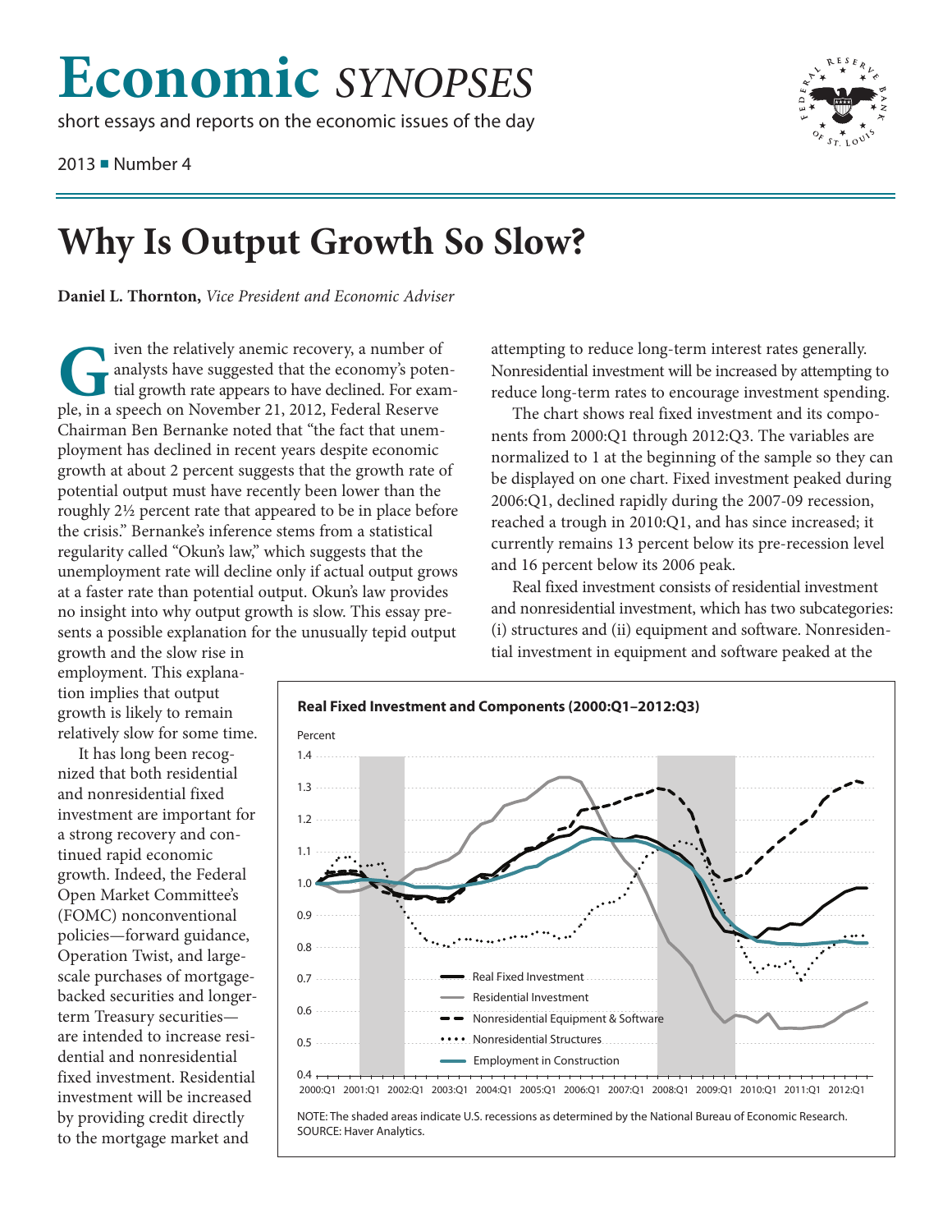# Economic *SYNOPSES*

short essays and reports on the economic issues of the day

2013 ■ Number 4

# Why Is Output Growth So Slow?

**Daniel L. Thornton,** *Vice President and Economic Adviser*

Given the relatively anemic recovery, a number of analysts have suggested that the economy's potential growth rate appears to have declined. For example, in a speech on November 21, 2012, Federal Reserve Chairman Ben Bernanke noted that "the fact that unemployment has declined in recent years despite economic growth at about 2 percent suggests that the growth rate of potential output must have recently been lower than the roughly 2½ percent rate that appeared to be in place before the crisis." Bernanke's inference stems from a statistical regularity called "Okun's law," which suggests that the unemployment rate will decline only if actual output grows at a faster rate than potential output. Okun's law provides no insight into why output growth is slow. This essay presents a possible explanation for the unusually tepid output growth and the slow rise in employment. This explanation implies that output growth is likely to remain relatively slow for some time.

It has long been recognized that both residential and nonresidential fixed investment are important for a strong recovery and continued rapid economic growth. Indeed, the Federal Open Market Committee's (FOMC) nonconventional policies—forward guidance, Operation Twist, and large-scale purchases of mortgage-backed securities and longer-term Treasury securities—are intended to increase residential and nonresidential fixed investment. Residential investment will be increased by providing credit directly to the mortgage market and attempting to reduce long-term interest rates generally. Nonresidential investment will be increased by attempting to reduce long-term rates to encourage investment spending.

The chart shows real fixed investment and its components from 2000:Q1 through 2012:Q3. The variables are normalized to 1 at the beginning of the sample so they can be displayed on one chart. Fixed investment peaked during 2006:Q1, declined rapidly during the 2007-09 recession, reached a trough in 2010:Q1, and has since increased; it currently remains 13 percent below its pre-recession level and 16 percent below its 2006 peak.

Real fixed investment consists of residential investment and nonresidential investment, which has two subcategories: (i) structures and (ii) equipment and software. Nonresidential investment in equipment and software peaked at the

**Real Fixed Investment and Components (2000:Q1–2012:Q3)**

NOTE: The shaded areas indicate U.S. recessions as determined by the National Bureau of Economic Research.
SOURCE: Haver Analytics.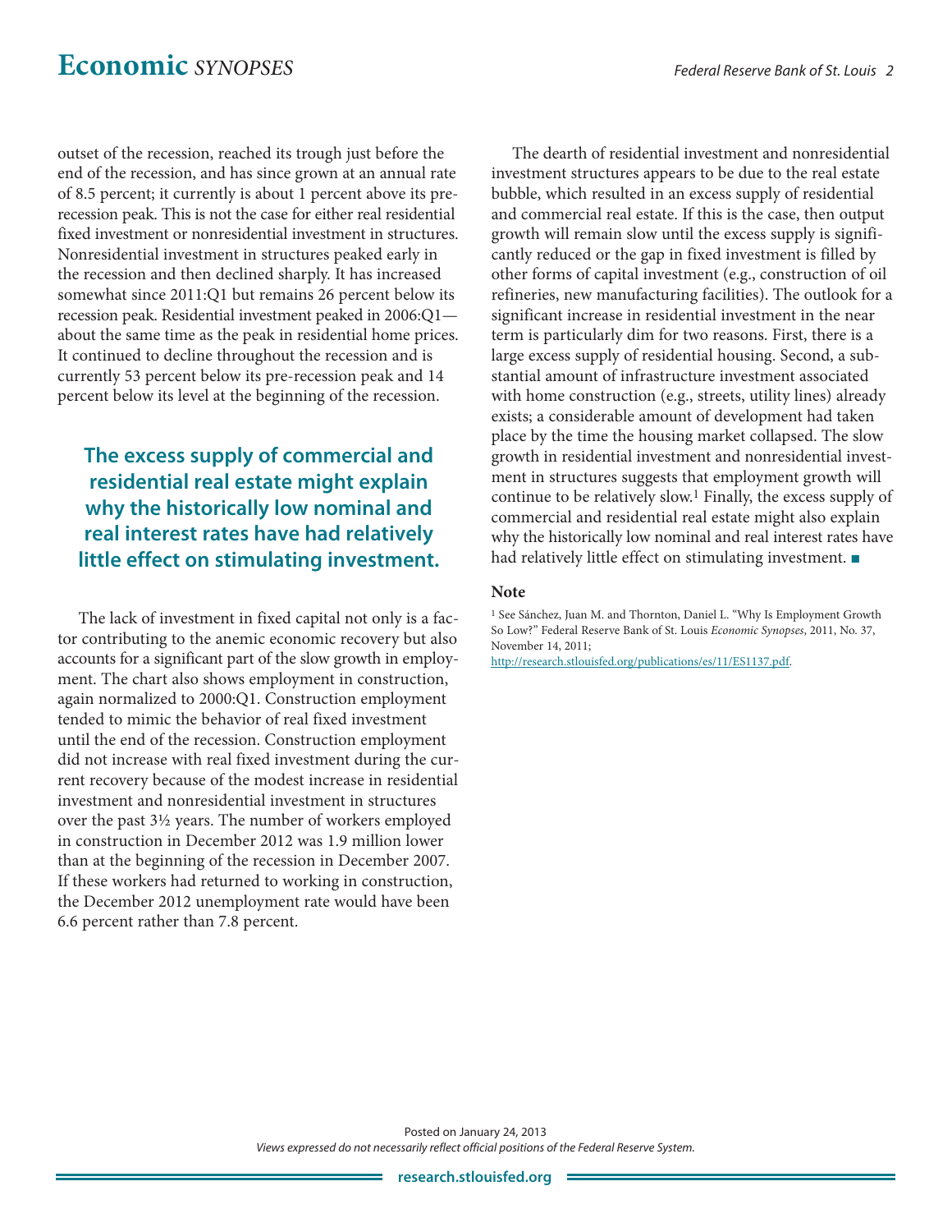outset of the recession, reached its trough just before the end of the recession, and has since grown at an annual rate of 8.5 percent; it currently is about 1 percent above its pre-recession peak. This is not the case for either real residential fixed investment or nonresidential investment in structures. Nonresidential investment in structures peaked early in the recession and then declined sharply. It has increased somewhat since 2011:Q1 but remains 26 percent below its recession peak. Residential investment peaked in 2006:Q1—about the same time as the peak in residential home prices. It continued to decline throughout the recession and is currently 53 percent below its pre-recession peak and 14 percent below its level at the beginning of the recession.

**The excess supply of commercial and residential real estate might explain why the historically low nominal and real interest rates have had relatively little effect on stimulating investment.**

The lack of investment in fixed capital not only is a factor contributing to the anemic economic recovery but also accounts for a significant part of the slow growth in employment. The chart also shows employment in construction, again normalized to 2000:Q1. Construction employment tended to mimic the behavior of real fixed investment until the end of the recession. Construction employment did not increase with real fixed investment during the current recovery because of the modest increase in residential investment and nonresidential investment in structures over the past 3½ years. The number of workers employed in construction in December 2012 was 1.9 million lower than at the beginning of the recession in December 2007. If these workers had returned to working in construction, the December 2012 unemployment rate would have been 6.6 percent rather than 7.8 percent.

The dearth of residential investment and nonresidential investment structures appears to be due to the real estate bubble, which resulted in an excess supply of residential and commercial real estate. If this is the case, then output growth will remain slow until the excess supply is significantly reduced or the gap in fixed investment is filled by other forms of capital investment (e.g., construction of oil refineries, new manufacturing facilities). The outlook for a significant increase in residential investment in the near term is particularly dim for two reasons. First, there is a large excess supply of residential housing. Second, a substantial amount of infrastructure investment associated with home construction (e.g., streets, utility lines) already exists; a considerable amount of development had taken place by the time the housing market collapsed. The slow growth in residential investment and nonresidential investment in structures suggests that employment growth will continue to be relatively slow.[1] Finally, the excess supply of commercial and residential real estate might also explain why the historically low nominal and real interest rates have had relatively little effect on stimulating investment. ■

## Note

[1] See Sánchez, Juan M. and Thornton, Daniel L. "Why Is Employment Growth So Low?" Federal Reserve Bank of St. Louis *Economic Synopses*, 2011, No. 37, November 14, 2011; http://research.stlouisfed.org/publications/es/11/ES1137.pdf.

Posted on January 24, 2013

*Views expressed do not necessarily reflect official positions of the Federal Reserve System.*